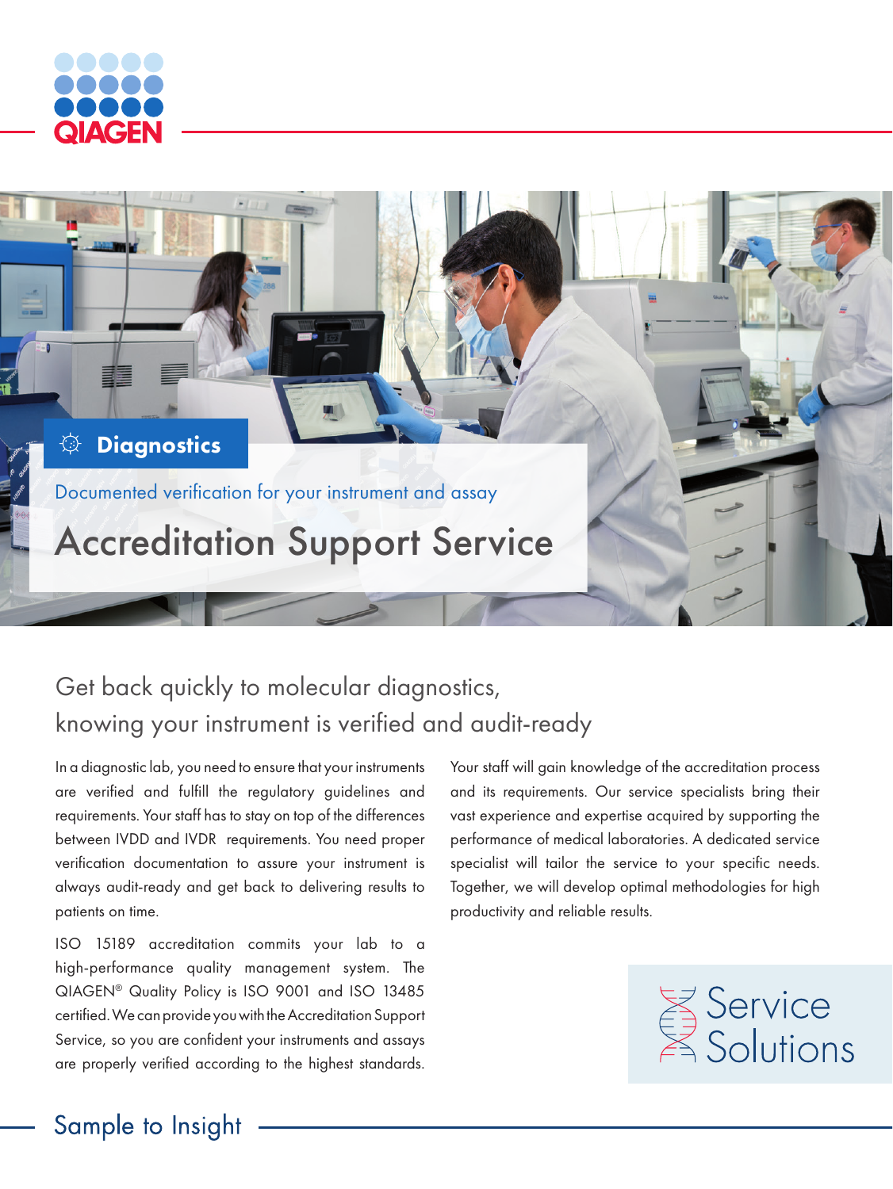QIAGEN

Diagnostics

Documented verification for your instrument and assay

# Accreditation Support Service

## Get back quickly to molecular diagnostics, knowing your instrument is verified and audit-ready

In a diagnostic lab, you need to ensure that your instruments are verified and fulfill the regulatory guidelines and requirements. Your staff has to stay on top of the differences between IVDD and IVDR requirements. You need proper verification documentation to assure your instrument is always audit-ready and get back to delivering results to patients on time.

ISO 15189 accreditation commits your lab to a high-performance quality management system. The QIAGEN® Quality Policy is ISO 9001 and ISO 13485 certified. We can provide you with the Accreditation Support Service, so you are confident your instruments and assays are properly verified according to the highest standards.

Your staff will gain knowledge of the accreditation process and its requirements. Our service specialists bring their vast experience and expertise acquired by supporting the performance of medical laboratories. A dedicated service specialist will tailor the service to your specific needs. Together, we will develop optimal methodologies for high productivity and reliable results.

Service Solutions

Sample to Insight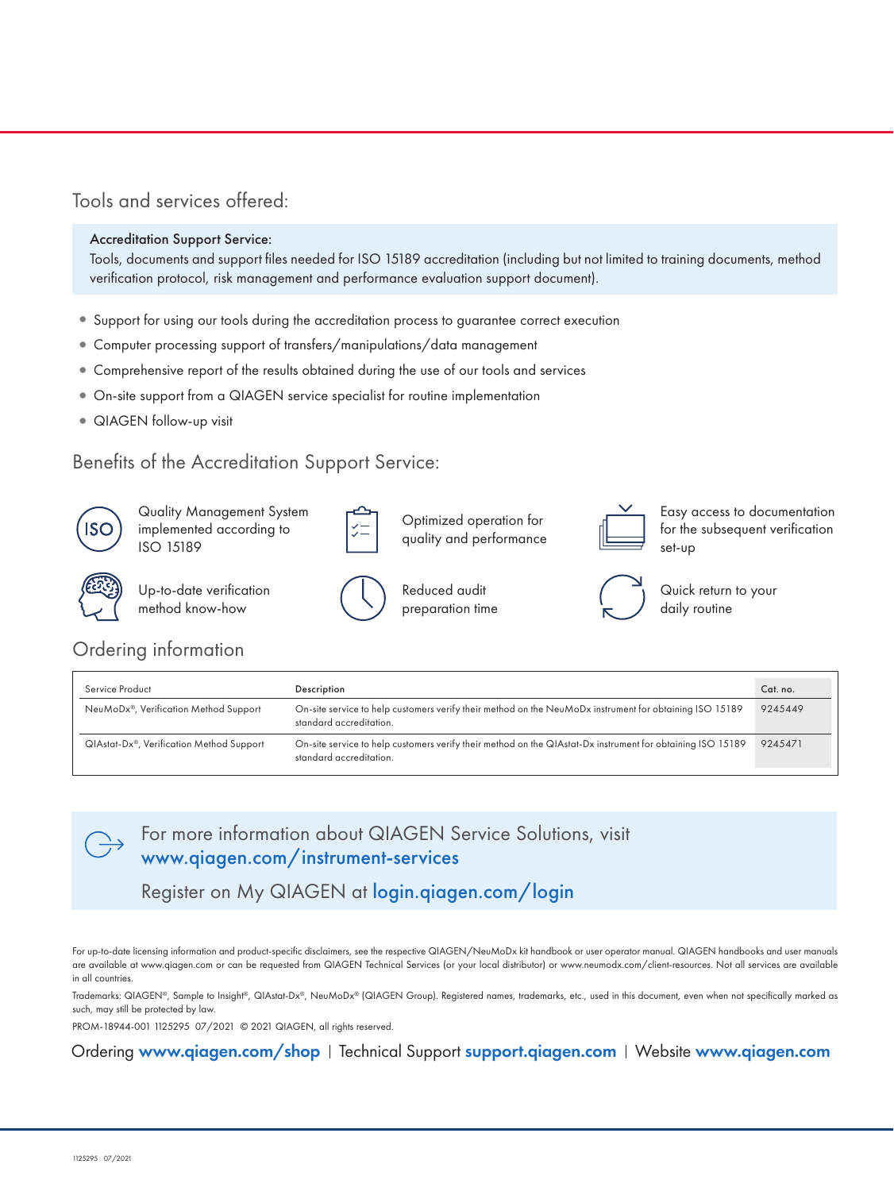## Tools and services offered:

**Accreditation Support Service:**
Tools, documents and support files needed for ISO 15189 accreditation (including but not limited to training documents, method verification protocol, risk management and performance evaluation support document).

- Support for using our tools during the accreditation process to guarantee correct execution
- Computer processing support of transfers/manipulations/data management
- Comprehensive report of the results obtained during the use of our tools and services
- On-site support from a QIAGEN service specialist for routine implementation
- QIAGEN follow-up visit

## Benefits of the Accreditation Support Service:

- Quality Management System implemented according to ISO 15189
- Optimized operation for quality and performance
- Easy access to documentation for the subsequent verification set-up
- Up-to-date verification method know-how
- Reduced audit preparation time
- Quick return to your daily routine

## Ordering information

| Service Product | Description | Cat. no. |
|---|---|---|
| NeuMoDx®, Verification Method Support | On-site service to help customers verify their method on the NeuMoDx instrument for obtaining ISO 15189 standard accreditation. | 9245449 |
| QIAstat-Dx®, Verification Method Support | On-site service to help customers verify their method on the QIAstat-Dx instrument for obtaining ISO 15189 standard accreditation. | 9245471 |

For more information about QIAGEN Service Solutions, visit **www.qiagen.com/instrument-services**

Register on My QIAGEN at **login.qiagen.com/login**

For up-to-date licensing information and product-specific disclaimers, see the respective QIAGEN/NeuMoDx kit handbook or user operator manual. QIAGEN handbooks and user manuals are available at www.qiagen.com or can be requested from QIAGEN Technical Services (or your local distributor) or www.neumodx.com/client-resources. Not all services are available in all countries.

Trademarks: QIAGEN®, Sample to Insight®, QIAstat-Dx®, NeuMoDx® (QIAGEN Group). Registered names, trademarks, etc., used in this document, even when not specifically marked as such, may still be protected by law.

PROM-18944-001 1125295 07/2021 © 2021 QIAGEN, all rights reserved.

Ordering **www.qiagen.com/shop** | Technical Support **support.qiagen.com** | Website **www.qiagen.com**